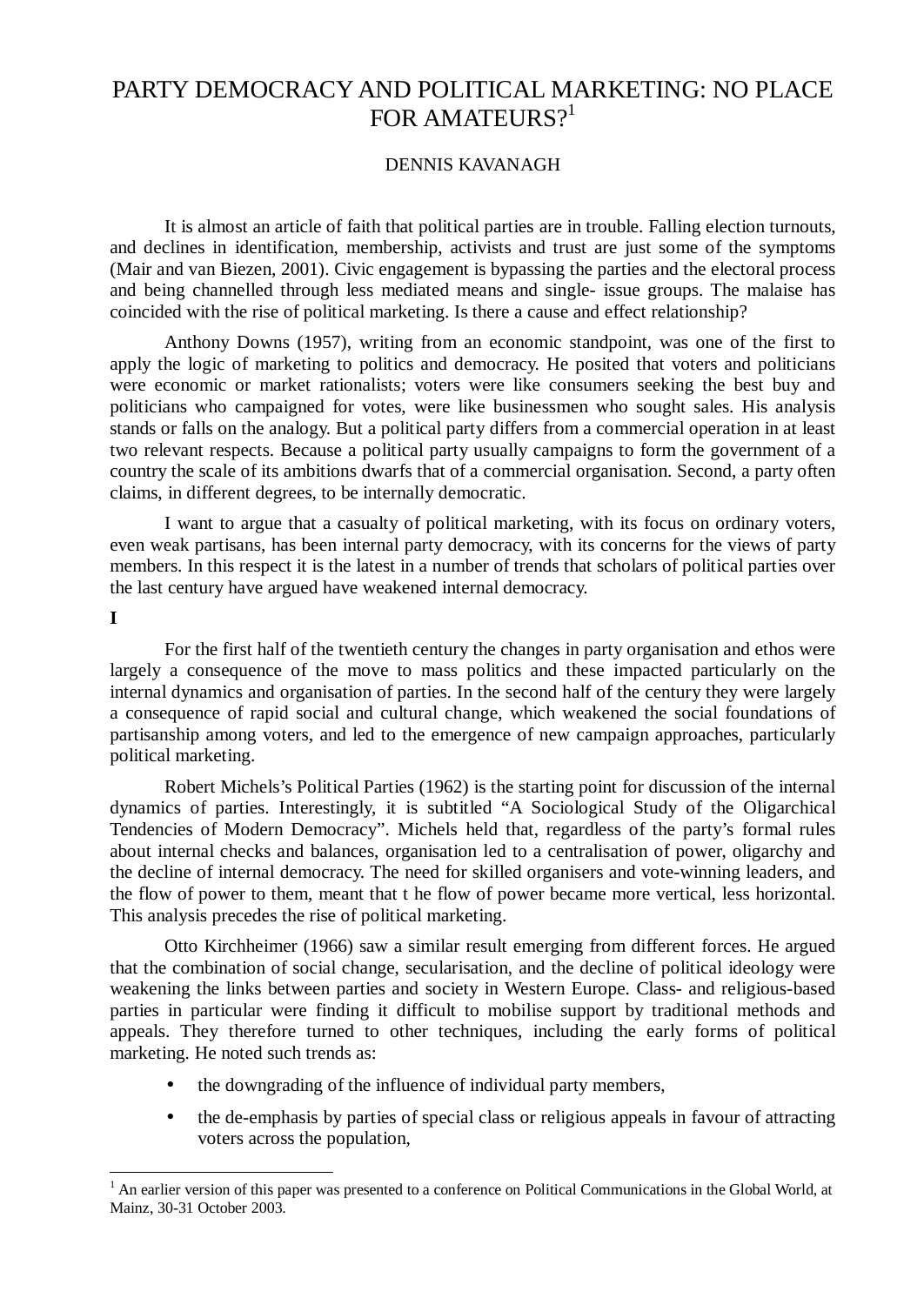# PARTY DEMOCRACY AND POLITICAL MARKETING: NO PLACE FOR AMATEURS?[1]

DENNIS KAVANAGH

It is almost an article of faith that political parties are in trouble. Falling election turnouts, and declines in identification, membership, activists and trust are just some of the symptoms (Mair and van Biezen, 2001). Civic engagement is bypassing the parties and the electoral process and being channelled through less mediated means and single- issue groups. The malaise has coincided with the rise of political marketing. Is there a cause and effect relationship?

Anthony Downs (1957), writing from an economic standpoint, was one of the first to apply the logic of marketing to politics and democracy. He posited that voters and politicians were economic or market rationalists; voters were like consumers seeking the best buy and politicians who campaigned for votes, were like businessmen who sought sales. His analysis stands or falls on the analogy. But a political party differs from a commercial operation in at least two relevant respects. Because a political party usually campaigns to form the government of a country the scale of its ambitions dwarfs that of a commercial organisation. Second, a party often claims, in different degrees, to be internally democratic.

I want to argue that a casualty of political marketing, with its focus on ordinary voters, even weak partisans, has been internal party democracy, with its concerns for the views of party members. In this respect it is the latest in a number of trends that scholars of political parties over the last century have argued have weakened internal democracy.

**I**

For the first half of the twentieth century the changes in party organisation and ethos were largely a consequence of the move to mass politics and these impacted particularly on the internal dynamics and organisation of parties. In the second half of the century they were largely a consequence of rapid social and cultural change, which weakened the social foundations of partisanship among voters, and led to the emergence of new campaign approaches, particularly political marketing.

Robert Michels's Political Parties (1962) is the starting point for discussion of the internal dynamics of parties. Interestingly, it is subtitled "A Sociological Study of the Oligarchical Tendencies of Modern Democracy". Michels held that, regardless of the party's formal rules about internal checks and balances, organisation led to a centralisation of power, oligarchy and the decline of internal democracy. The need for skilled organisers and vote-winning leaders, and the flow of power to them, meant that t he flow of power became more vertical, less horizontal. This analysis precedes the rise of political marketing.

Otto Kirchheimer (1966) saw a similar result emerging from different forces. He argued that the combination of social change, secularisation, and the decline of political ideology were weakening the links between parties and society in Western Europe. Class- and religious-based parties in particular were finding it difficult to mobilise support by traditional methods and appeals. They therefore turned to other techniques, including the early forms of political marketing. He noted such trends as:

- the downgrading of the influence of individual party members,
- the de-emphasis by parties of special class or religious appeals in favour of attracting voters across the population,

[1] An earlier version of this paper was presented to a conference on Political Communications in the Global World, at Mainz, 30-31 October 2003.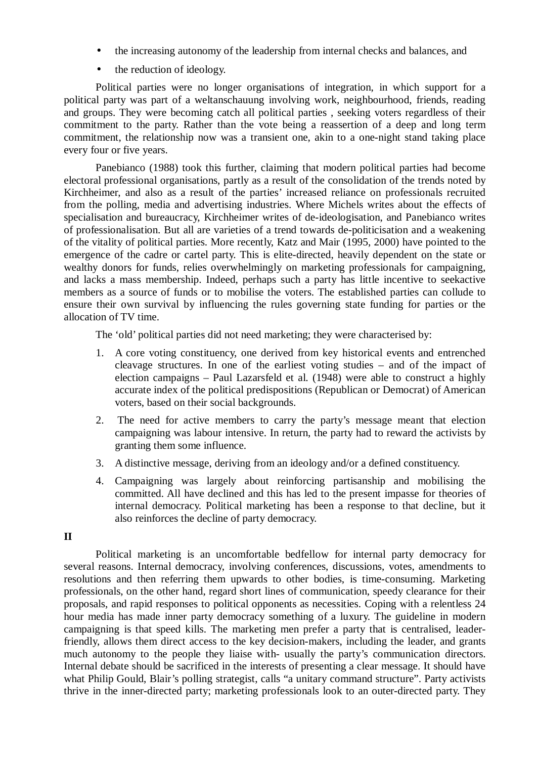- the increasing autonomy of the leadership from internal checks and balances, and
- the reduction of ideology.

Political parties were no longer organisations of integration, in which support for a political party was part of a weltanschauung involving work, neighbourhood, friends, reading and groups. They were becoming catch all political parties , seeking voters regardless of their commitment to the party. Rather than the vote being a reassertion of a deep and long term commitment, the relationship now was a transient one, akin to a one-night stand taking place every four or five years.

Panebianco (1988) took this further, claiming that modern political parties had become electoral professional organisations, partly as a result of the consolidation of the trends noted by Kirchheimer, and also as a result of the parties' increased reliance on professionals recruited from the polling, media and advertising industries. Where Michels writes about the effects of specialisation and bureaucracy, Kirchheimer writes of de-ideologisation, and Panebianco writes of professionalisation. But all are varieties of a trend towards de-politicisation and a weakening of the vitality of political parties. More recently, Katz and Mair (1995, 2000) have pointed to the emergence of the cadre or cartel party. This is elite-directed, heavily dependent on the state or wealthy donors for funds, relies overwhelmingly on marketing professionals for campaigning, and lacks a mass membership. Indeed, perhaps such a party has little incentive to seekactive members as a source of funds or to mobilise the voters. The established parties can collude to ensure their own survival by influencing the rules governing state funding for parties or the allocation of TV time.

The 'old' political parties did not need marketing; they were characterised by:

1. A core voting constituency, one derived from key historical events and entrenched cleavage structures. In one of the earliest voting studies – and of the impact of election campaigns – Paul Lazarsfeld et al. (1948) were able to construct a highly accurate index of the political predispositions (Republican or Democrat) of American voters, based on their social backgrounds.
2. The need for active members to carry the party's message meant that election campaigning was labour intensive. In return, the party had to reward the activists by granting them some influence.
3. A distinctive message, deriving from an ideology and/or a defined constituency.
4. Campaigning was largely about reinforcing partisanship and mobilising the committed. All have declined and this has led to the present impasse for theories of internal democracy. Political marketing has been a response to that decline, but it also reinforces the decline of party democracy.

**II**

Political marketing is an uncomfortable bedfellow for internal party democracy for several reasons. Internal democracy, involving conferences, discussions, votes, amendments to resolutions and then referring them upwards to other bodies, is time-consuming. Marketing professionals, on the other hand, regard short lines of communication, speedy clearance for their proposals, and rapid responses to political opponents as necessities. Coping with a relentless 24 hour media has made inner party democracy something of a luxury. The guideline in modern campaigning is that speed kills. The marketing men prefer a party that is centralised, leader-friendly, allows them direct access to the key decision-makers, including the leader, and grants much autonomy to the people they liaise with- usually the party's communication directors. Internal debate should be sacrificed in the interests of presenting a clear message. It should have what Philip Gould, Blair's polling strategist, calls "a unitary command structure". Party activists thrive in the inner-directed party; marketing professionals look to an outer-directed party. They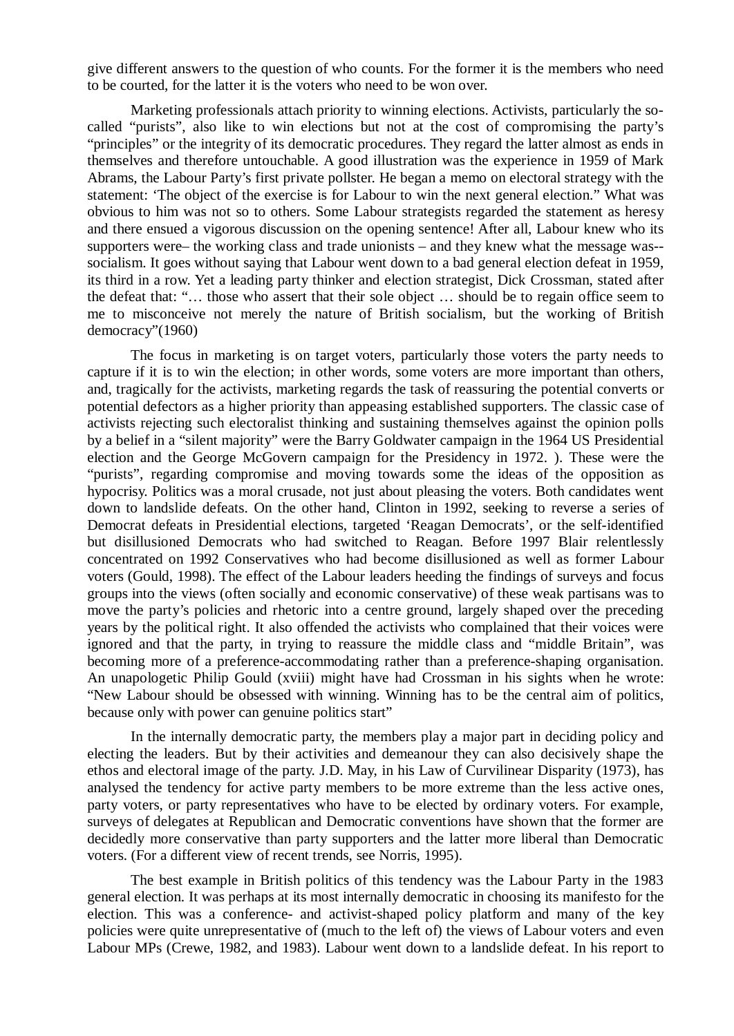give different answers to the question of who counts. For the former it is the members who need to be courted, for the latter it is the voters who need to be won over.

Marketing professionals attach priority to winning elections. Activists, particularly the so-called "purists", also like to win elections but not at the cost of compromising the party's "principles" or the integrity of its democratic procedures. They regard the latter almost as ends in themselves and therefore untouchable. A good illustration was the experience in 1959 of Mark Abrams, the Labour Party's first private pollster. He began a memo on electoral strategy with the statement: 'The object of the exercise is for Labour to win the next general election." What was obvious to him was not so to others. Some Labour strategists regarded the statement as heresy and there ensued a vigorous discussion on the opening sentence! After all, Labour knew who its supporters were– the working class and trade unionists – and they knew what the message was--socialism. It goes without saying that Labour went down to a bad general election defeat in 1959, its third in a row. Yet a leading party thinker and election strategist, Dick Crossman, stated after the defeat that: "… those who assert that their sole object … should be to regain office seem to me to misconceive not merely the nature of British socialism, but the working of British democracy"(1960)

The focus in marketing is on target voters, particularly those voters the party needs to capture if it is to win the election; in other words, some voters are more important than others, and, tragically for the activists, marketing regards the task of reassuring the potential converts or potential defectors as a higher priority than appeasing established supporters. The classic case of activists rejecting such electoralist thinking and sustaining themselves against the opinion polls by a belief in a "silent majority" were the Barry Goldwater campaign in the 1964 US Presidential election and the George McGovern campaign for the Presidency in 1972. ). These were the "purists", regarding compromise and moving towards some the ideas of the opposition as hypocrisy. Politics was a moral crusade, not just about pleasing the voters. Both candidates went down to landslide defeats. On the other hand, Clinton in 1992, seeking to reverse a series of Democrat defeats in Presidential elections, targeted 'Reagan Democrats', or the self-identified but disillusioned Democrats who had switched to Reagan. Before 1997 Blair relentlessly concentrated on 1992 Conservatives who had become disillusioned as well as former Labour voters (Gould, 1998). The effect of the Labour leaders heeding the findings of surveys and focus groups into the views (often socially and economic conservative) of these weak partisans was to move the party's policies and rhetoric into a centre ground, largely shaped over the preceding years by the political right. It also offended the activists who complained that their voices were ignored and that the party, in trying to reassure the middle class and "middle Britain", was becoming more of a preference-accommodating rather than a preference-shaping organisation. An unapologetic Philip Gould (xviii) might have had Crossman in his sights when he wrote: "New Labour should be obsessed with winning. Winning has to be the central aim of politics, because only with power can genuine politics start"

In the internally democratic party, the members play a major part in deciding policy and electing the leaders. But by their activities and demeanour they can also decisively shape the ethos and electoral image of the party. J.D. May, in his Law of Curvilinear Disparity (1973), has analysed the tendency for active party members to be more extreme than the less active ones, party voters, or party representatives who have to be elected by ordinary voters. For example, surveys of delegates at Republican and Democratic conventions have shown that the former are decidedly more conservative than party supporters and the latter more liberal than Democratic voters. (For a different view of recent trends, see Norris, 1995).

The best example in British politics of this tendency was the Labour Party in the 1983 general election. It was perhaps at its most internally democratic in choosing its manifesto for the election. This was a conference- and activist-shaped policy platform and many of the key policies were quite unrepresentative of (much to the left of) the views of Labour voters and even Labour MPs (Crewe, 1982, and 1983). Labour went down to a landslide defeat. In his report to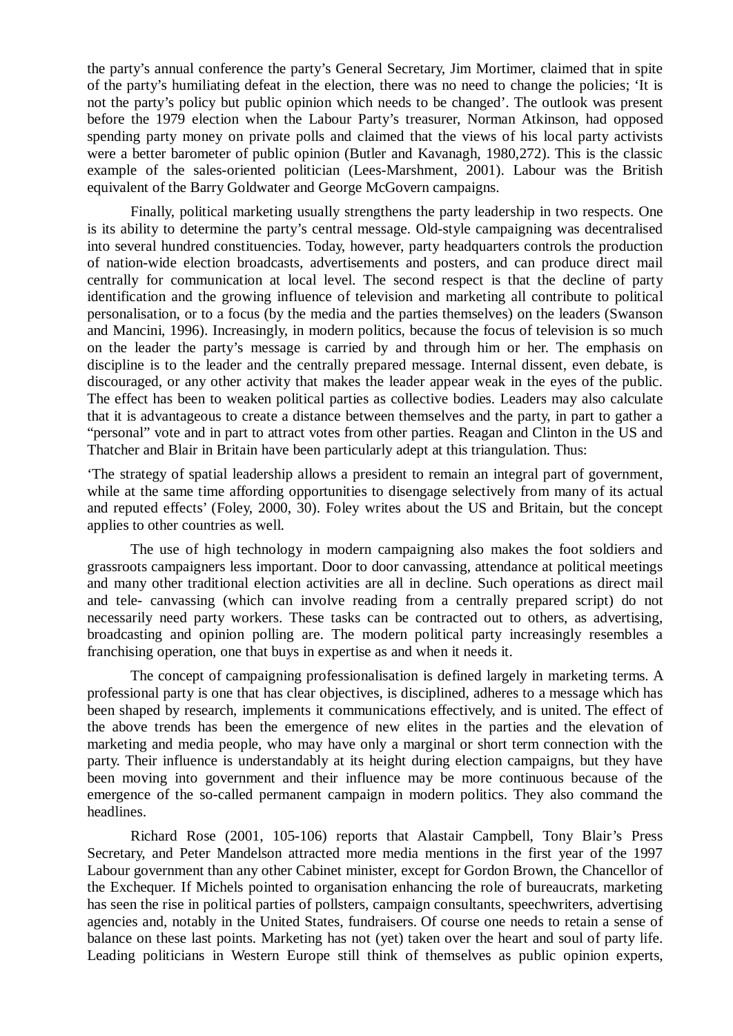the party's annual conference the party's General Secretary, Jim Mortimer, claimed that in spite of the party's humiliating defeat in the election, there was no need to change the policies; 'It is not the party's policy but public opinion which needs to be changed'. The outlook was present before the 1979 election when the Labour Party's treasurer, Norman Atkinson, had opposed spending party money on private polls and claimed that the views of his local party activists were a better barometer of public opinion (Butler and Kavanagh, 1980,272). This is the classic example of the sales-oriented politician (Lees-Marshment, 2001). Labour was the British equivalent of the Barry Goldwater and George McGovern campaigns.

Finally, political marketing usually strengthens the party leadership in two respects. One is its ability to determine the party's central message. Old-style campaigning was decentralised into several hundred constituencies. Today, however, party headquarters controls the production of nation-wide election broadcasts, advertisements and posters, and can produce direct mail centrally for communication at local level. The second respect is that the decline of party identification and the growing influence of television and marketing all contribute to political personalisation, or to a focus (by the media and the parties themselves) on the leaders (Swanson and Mancini, 1996). Increasingly, in modern politics, because the focus of television is so much on the leader the party's message is carried by and through him or her. The emphasis on discipline is to the leader and the centrally prepared message. Internal dissent, even debate, is discouraged, or any other activity that makes the leader appear weak in the eyes of the public. The effect has been to weaken political parties as collective bodies. Leaders may also calculate that it is advantageous to create a distance between themselves and the party, in part to gather a "personal" vote and in part to attract votes from other parties. Reagan and Clinton in the US and Thatcher and Blair in Britain have been particularly adept at this triangulation. Thus:

'The strategy of spatial leadership allows a president to remain an integral part of government, while at the same time affording opportunities to disengage selectively from many of its actual and reputed effects' (Foley, 2000, 30). Foley writes about the US and Britain, but the concept applies to other countries as well.

The use of high technology in modern campaigning also makes the foot soldiers and grassroots campaigners less important. Door to door canvassing, attendance at political meetings and many other traditional election activities are all in decline. Such operations as direct mail and tele- canvassing (which can involve reading from a centrally prepared script) do not necessarily need party workers. These tasks can be contracted out to others, as advertising, broadcasting and opinion polling are. The modern political party increasingly resembles a franchising operation, one that buys in expertise as and when it needs it.

The concept of campaigning professionalisation is defined largely in marketing terms. A professional party is one that has clear objectives, is disciplined, adheres to a message which has been shaped by research, implements it communications effectively, and is united. The effect of the above trends has been the emergence of new elites in the parties and the elevation of marketing and media people, who may have only a marginal or short term connection with the party. Their influence is understandably at its height during election campaigns, but they have been moving into government and their influence may be more continuous because of the emergence of the so-called permanent campaign in modern politics. They also command the headlines.

Richard Rose (2001, 105-106) reports that Alastair Campbell, Tony Blair's Press Secretary, and Peter Mandelson attracted more media mentions in the first year of the 1997 Labour government than any other Cabinet minister, except for Gordon Brown, the Chancellor of the Exchequer. If Michels pointed to organisation enhancing the role of bureaucrats, marketing has seen the rise in political parties of pollsters, campaign consultants, speechwriters, advertising agencies and, notably in the United States, fundraisers. Of course one needs to retain a sense of balance on these last points. Marketing has not (yet) taken over the heart and soul of party life. Leading politicians in Western Europe still think of themselves as public opinion experts,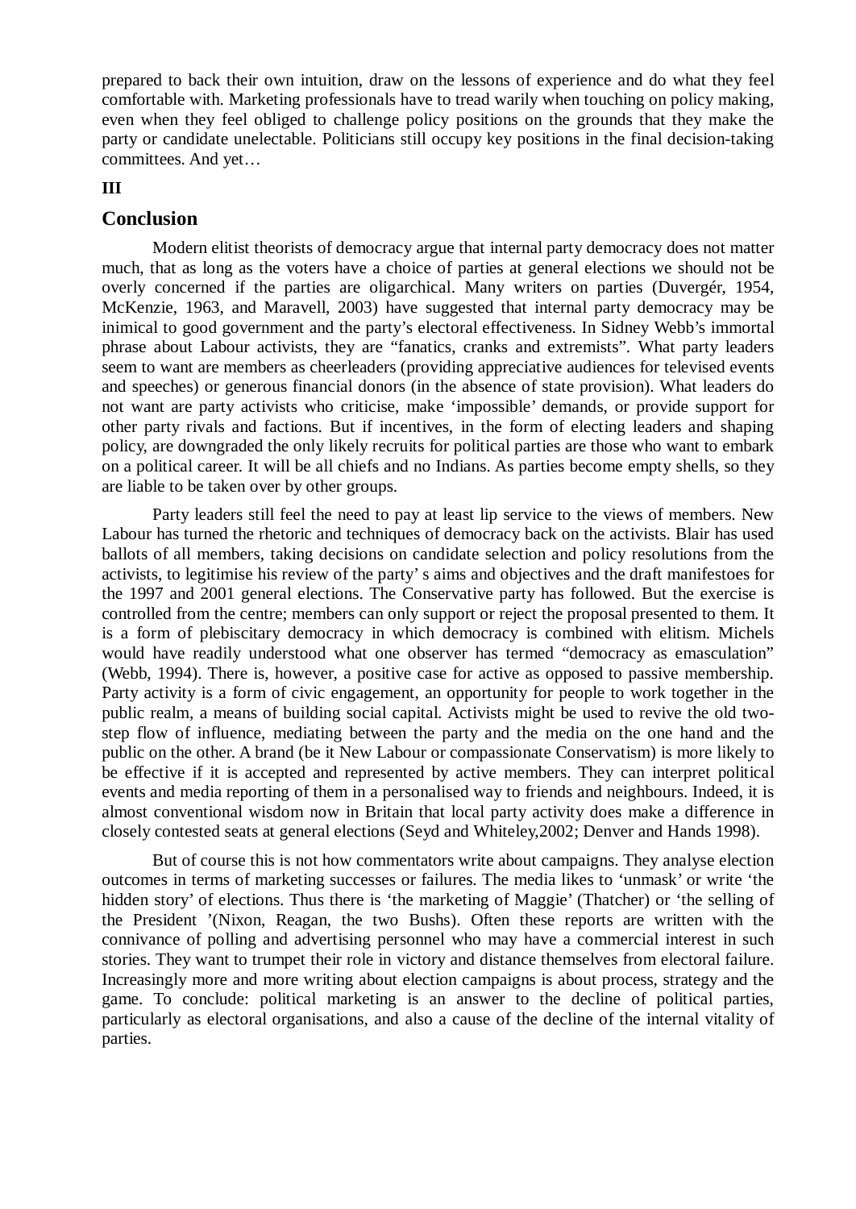prepared to back their own intuition, draw on the lessons of experience and do what they feel comfortable with. Marketing professionals have to tread warily when touching on policy making, even when they feel obliged to challenge policy positions on the grounds that they make the party or candidate unelectable. Politicians still occupy key positions in the final decision-taking committees. And yet…

**III**

## Conclusion

Modern elitist theorists of democracy argue that internal party democracy does not matter much, that as long as the voters have a choice of parties at general elections we should not be overly concerned if the parties are oligarchical. Many writers on parties (Duvergér, 1954, McKenzie, 1963, and Maravell, 2003) have suggested that internal party democracy may be inimical to good government and the party's electoral effectiveness. In Sidney Webb's immortal phrase about Labour activists, they are "fanatics, cranks and extremists". What party leaders seem to want are members as cheerleaders (providing appreciative audiences for televised events and speeches) or generous financial donors (in the absence of state provision). What leaders do not want are party activists who criticise, make 'impossible' demands, or provide support for other party rivals and factions. But if incentives, in the form of electing leaders and shaping policy, are downgraded the only likely recruits for political parties are those who want to embark on a political career. It will be all chiefs and no Indians. As parties become empty shells, so they are liable to be taken over by other groups.

Party leaders still feel the need to pay at least lip service to the views of members. New Labour has turned the rhetoric and techniques of democracy back on the activists. Blair has used ballots of all members, taking decisions on candidate selection and policy resolutions from the activists, to legitimise his review of the party' s aims and objectives and the draft manifestoes for the 1997 and 2001 general elections. The Conservative party has followed. But the exercise is controlled from the centre; members can only support or reject the proposal presented to them. It is a form of plebiscitary democracy in which democracy is combined with elitism. Michels would have readily understood what one observer has termed "democracy as emasculation" (Webb, 1994). There is, however, a positive case for active as opposed to passive membership. Party activity is a form of civic engagement, an opportunity for people to work together in the public realm, a means of building social capital. Activists might be used to revive the old two-step flow of influence, mediating between the party and the media on the one hand and the public on the other. A brand (be it New Labour or compassionate Conservatism) is more likely to be effective if it is accepted and represented by active members. They can interpret political events and media reporting of them in a personalised way to friends and neighbours. Indeed, it is almost conventional wisdom now in Britain that local party activity does make a difference in closely contested seats at general elections (Seyd and Whiteley,2002; Denver and Hands 1998).

But of course this is not how commentators write about campaigns. They analyse election outcomes in terms of marketing successes or failures. The media likes to 'unmask' or write 'the hidden story' of elections. Thus there is 'the marketing of Maggie' (Thatcher) or 'the selling of the President '(Nixon, Reagan, the two Bushs). Often these reports are written with the connivance of polling and advertising personnel who may have a commercial interest in such stories. They want to trumpet their role in victory and distance themselves from electoral failure. Increasingly more and more writing about election campaigns is about process, strategy and the game. To conclude: political marketing is an answer to the decline of political parties, particularly as electoral organisations, and also a cause of the decline of the internal vitality of parties.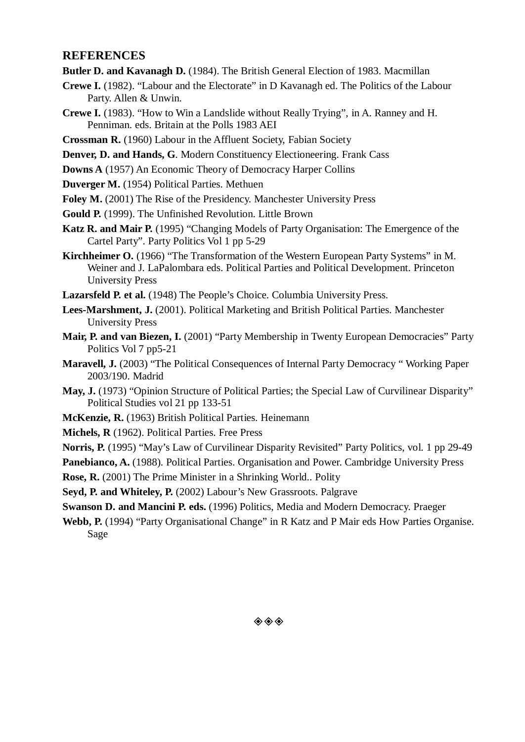## REFERENCES

**Butler D. and Kavanagh D.** (1984). The British General Election of 1983. Macmillan

**Crewe I.** (1982). "Labour and the Electorate" in D Kavanagh ed. The Politics of the Labour Party. Allen & Unwin.

**Crewe I.** (1983). "How to Win a Landslide without Really Trying", in A. Ranney and H. Penniman. eds. Britain at the Polls 1983 AEI

**Crossman R.** (1960) Labour in the Affluent Society, Fabian Society

**Denver, D. and Hands, G**. Modern Constituency Electioneering. Frank Cass

**Downs A** (1957) An Economic Theory of Democracy Harper Collins

**Duverger M.** (1954) Political Parties. Methuen

**Foley M.** (2001) The Rise of the Presidency. Manchester University Press

**Gould P.** (1999). The Unfinished Revolution. Little Brown

**Katz R. and Mair P.** (1995) "Changing Models of Party Organisation: The Emergence of the Cartel Party". Party Politics Vol 1 pp 5-29

**Kirchheimer O.** (1966) "The Transformation of the Western European Party Systems" in M. Weiner and J. LaPalombara eds. Political Parties and Political Development. Princeton University Press

**Lazarsfeld P. et al.** (1948) The People's Choice. Columbia University Press.

**Lees-Marshment, J.** (2001). Political Marketing and British Political Parties. Manchester University Press

**Mair, P. and van Biezen, I.** (2001) "Party Membership in Twenty European Democracies" Party Politics Vol 7 pp5-21

**Maravell, J.** (2003) "The Political Consequences of Internal Party Democracy " Working Paper 2003/190. Madrid

**May, J.** (1973) "Opinion Structure of Political Parties; the Special Law of Curvilinear Disparity" Political Studies vol 21 pp 133-51

**McKenzie, R.** (1963) British Political Parties. Heinemann

**Michels, R** (1962). Political Parties. Free Press

**Norris, P.** (1995) "May's Law of Curvilinear Disparity Revisited" Party Politics, vol. 1 pp 29-49

**Panebianco, A.** (1988). Political Parties. Organisation and Power. Cambridge University Press

**Rose, R.** (2001) The Prime Minister in a Shrinking World.. Polity

**Seyd, P. and Whiteley, P.** (2002) Labour's New Grassroots. Palgrave

**Swanson D. and Mancini P. eds.** (1996) Politics, Media and Modern Democracy. Praeger

**Webb, P.** (1994) "Party Organisational Change" in R Katz and P Mair eds How Parties Organise. Sage

◈◈◈